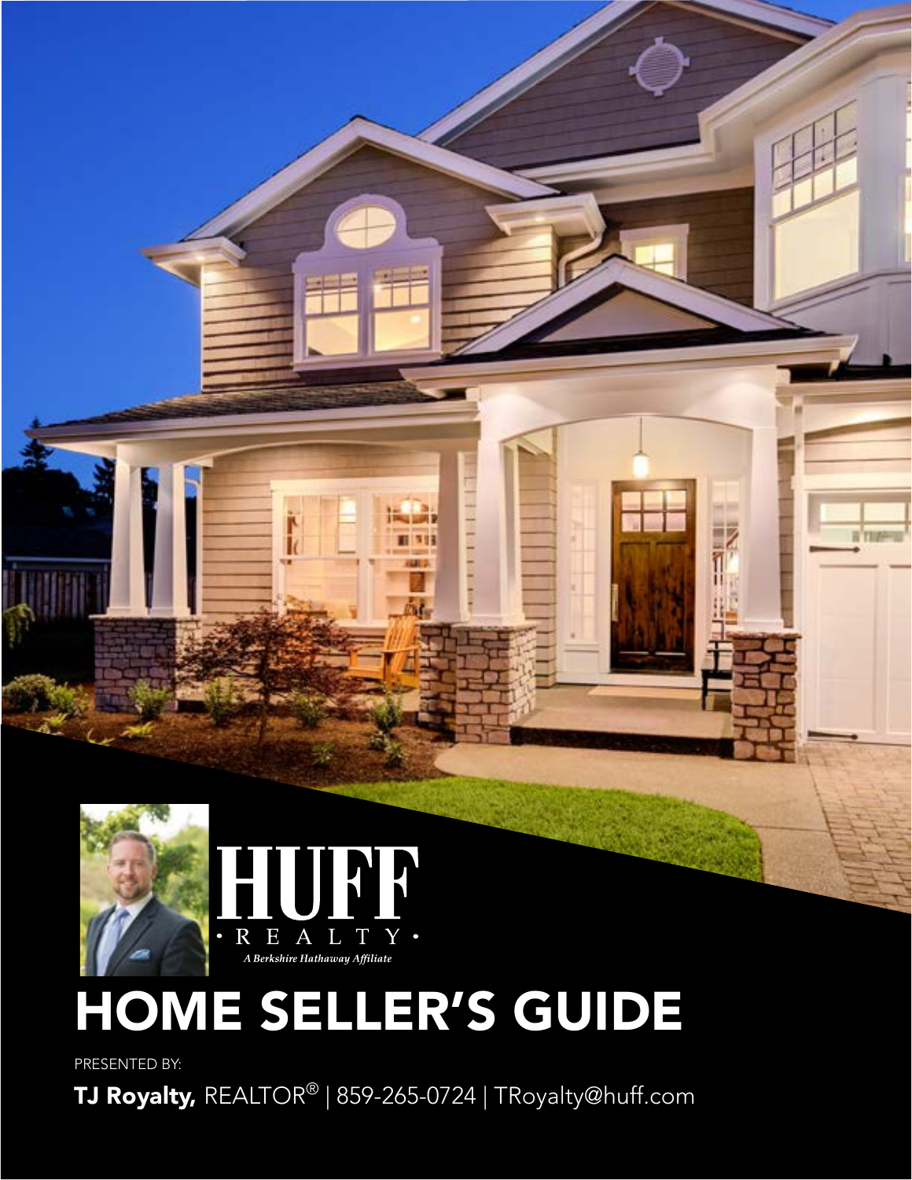HUFF

· REALTY ·

*A Berkshire Hathaway Affiliate*

# HOME SELLER'S GUIDE

PRESENTED BY:

**TJ Royalty,** REALTOR® | 859-265-0724 | TRoyalty@huff.com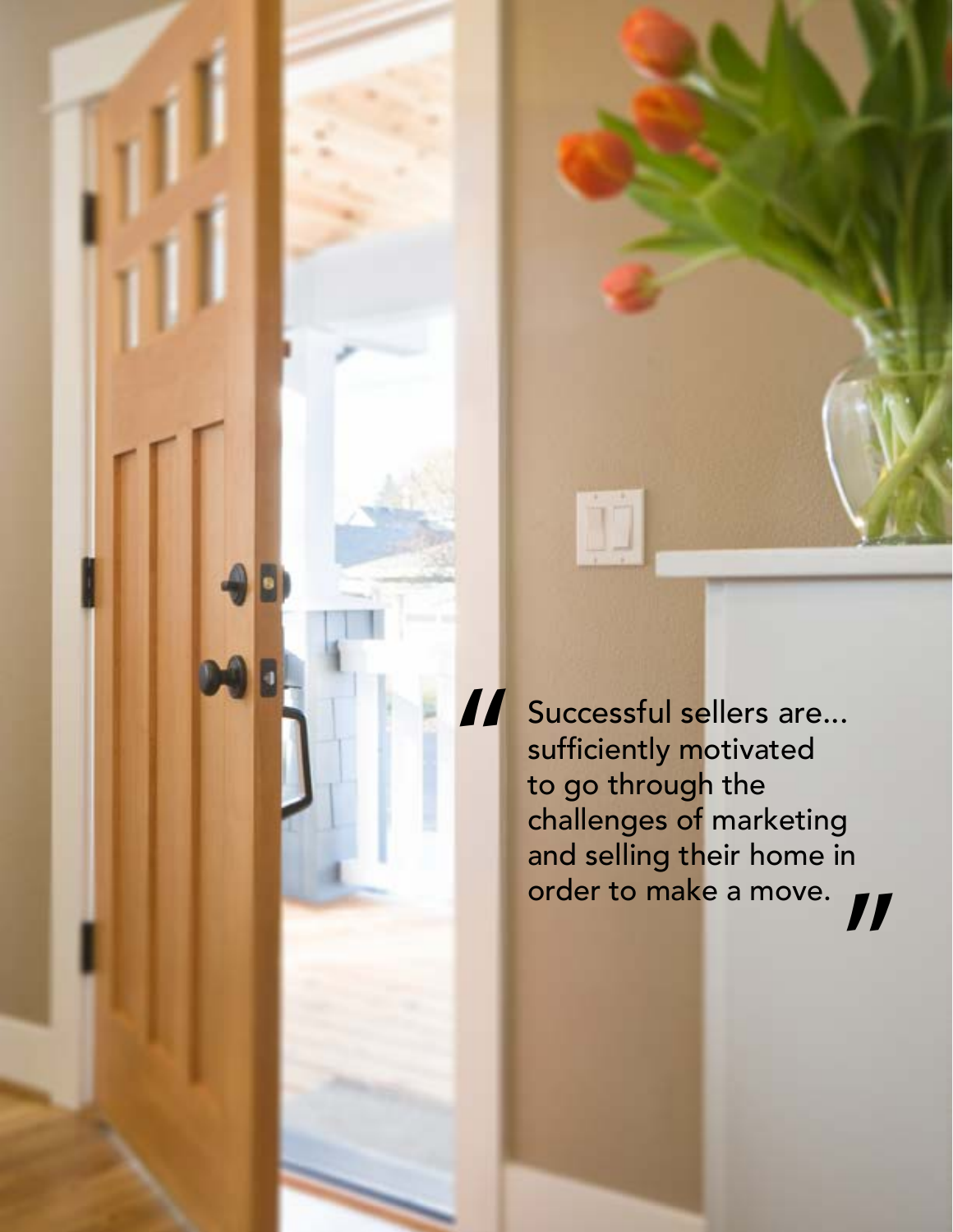> "Successful sellers are... sufficiently motivated to go through the challenges of marketing and selling their home in order to make a move."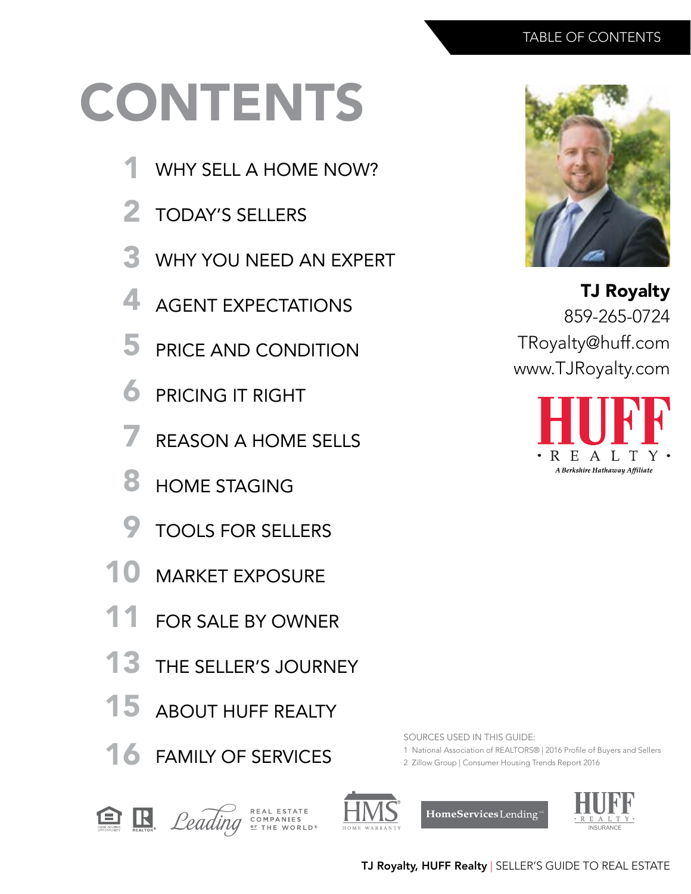# CONTENTS

1 WHY SELL A HOME NOW?

2 TODAY'S SELLERS

3 WHY YOU NEED AN EXPERT

4 AGENT EXPECTATIONS

5 PRICE AND CONDITION

6 PRICING IT RIGHT

7 REASON A HOME SELLS

8 HOME STAGING

9 TOOLS FOR SELLERS

10 MARKET EXPOSURE

11 FOR SALE BY OWNER

13 THE SELLER'S JOURNEY

15 ABOUT HUFF REALTY

16 FAMILY OF SERVICES

**TJ Royalty**
859-265-0724
TRoyalty@huff.com
www.TJRoyalty.com

HUFF REALTY
*A Berkshire Hathaway Affiliate*

SOURCES USED IN THIS GUIDE:

1 National Association of REALTORS® | 2016 Profile of Buyers and Sellers
2 Zillow Group | Consumer Housing Trends Report 2016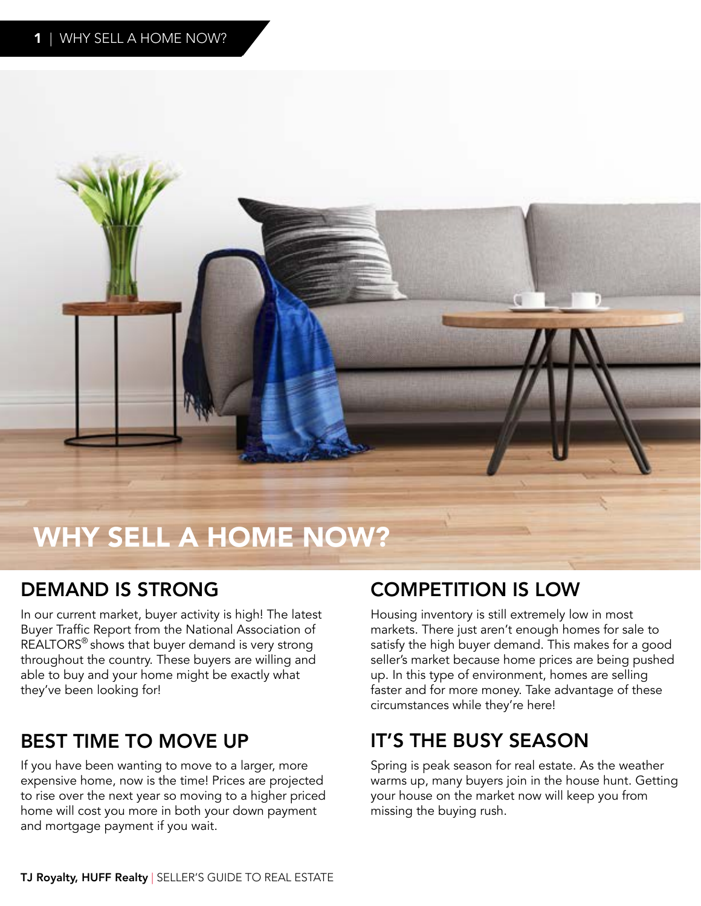# WHY SELL A HOME NOW?

## DEMAND IS STRONG

In our current market, buyer activity is high! The latest Buyer Traffic Report from the National Association of REALTORS® shows that buyer demand is very strong throughout the country. These buyers are willing and able to buy and your home might be exactly what they've been looking for!

## BEST TIME TO MOVE UP

If you have been wanting to move to a larger, more expensive home, now is the time! Prices are projected to rise over the next year so moving to a higher priced home will cost you more in both your down payment and mortgage payment if you wait.

## COMPETITION IS LOW

Housing inventory is still extremely low in most markets. There just aren't enough homes for sale to satisfy the high buyer demand. This makes for a good seller's market because home prices are being pushed up. In this type of environment, homes are selling faster and for more money. Take advantage of these circumstances while they're here!

## IT'S THE BUSY SEASON

Spring is peak season for real estate. As the weather warms up, many buyers join in the house hunt. Getting your house on the market now will keep you from missing the buying rush.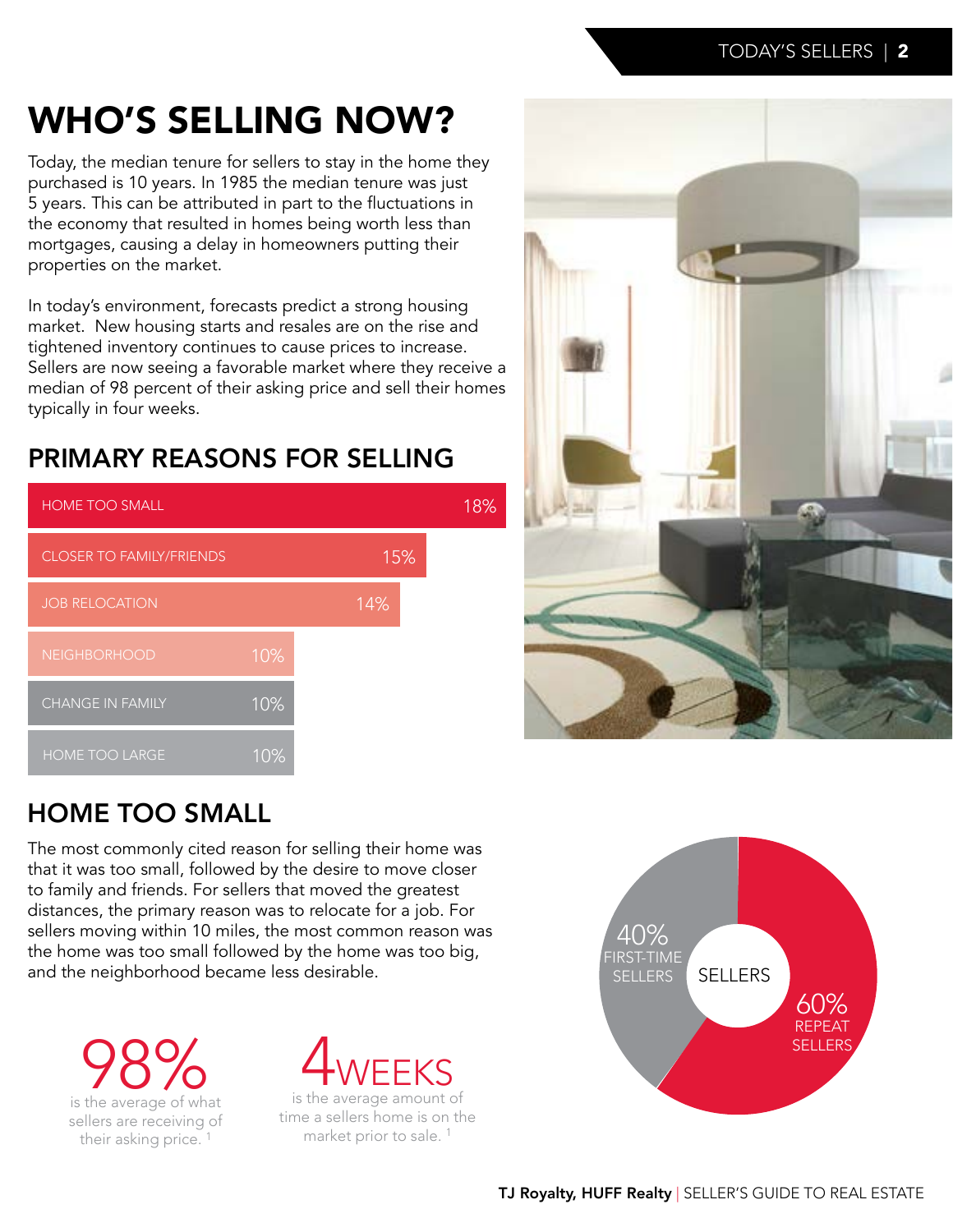# WHO'S SELLING NOW?

Today, the median tenure for sellers to stay in the home they purchased is 10 years. In 1985 the median tenure was just 5 years. This can be attributed in part to the fluctuations in the economy that resulted in homes being worth less than mortgages, causing a delay in homeowners putting their properties on the market.

In today's environment, forecasts predict a strong housing market. New housing starts and resales are on the rise and tightened inventory continues to cause prices to increase. Sellers are now seeing a favorable market where they receive a median of 98 percent of their asking price and sell their homes typically in four weeks.

## PRIMARY REASONS FOR SELLING

| Reason | Percentage |
|---|---|
| HOME TOO SMALL | 18% |
| CLOSER TO FAMILY/FRIENDS | 15% |
| JOB RELOCATION | 14% |
| NEIGHBORHOOD | 10% |
| CHANGE IN FAMILY | 10% |
| HOME TOO LARGE | 10% |

## HOME TOO SMALL

The most commonly cited reason for selling their home was that it was too small, followed by the desire to move closer to family and friends. For sellers that moved the greatest distances, the primary reason was to relocate for a job. For sellers moving within 10 miles, the most common reason was the home was too small followed by the home was too big, and the neighborhood became less desirable.

**98%** is the average of what sellers are receiving of their asking price. [1]

**4 WEEKS** is the average amount of time a sellers home is on the market prior to sale. [1]

**SELLERS**

- 40% FIRST-TIME SELLERS
- 60% REPEAT SELLERS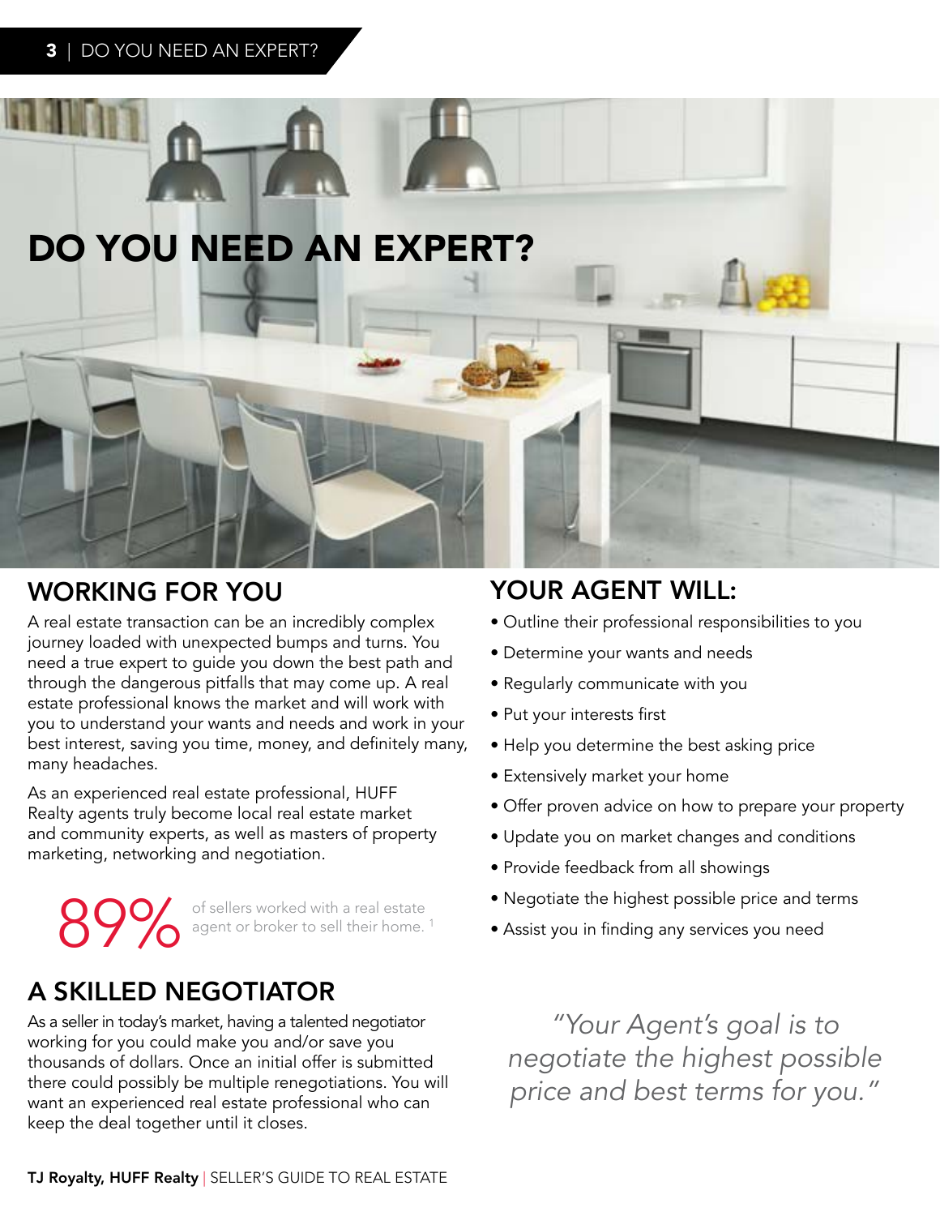# DO YOU NEED AN EXPERT?

## WORKING FOR YOU

A real estate transaction can be an incredibly complex journey loaded with unexpected bumps and turns. You need a true expert to guide you down the best path and through the dangerous pitfalls that may come up. A real estate professional knows the market and will work with you to understand your wants and needs and work in your best interest, saving you time, money, and definitely many, many headaches.

As an experienced real estate professional, HUFF Realty agents truly become local real estate market and community experts, as well as masters of property marketing, networking and negotiation.

**89%** of sellers worked with a real estate agent or broker to sell their home. [1]

## A SKILLED NEGOTIATOR

As a seller in today's market, having a talented negotiator working for you could make you and/or save you thousands of dollars. Once an initial offer is submitted there could possibly be multiple renegotiations. You will want an experienced real estate professional who can keep the deal together until it closes.

## YOUR AGENT WILL:

- Outline their professional responsibilities to you
- Determine your wants and needs
- Regularly communicate with you
- Put your interests first
- Help you determine the best asking price
- Extensively market your home
- Offer proven advice on how to prepare your property
- Update you on market changes and conditions
- Provide feedback from all showings
- Negotiate the highest possible price and terms
- Assist you in finding any services you need

*"Your Agent's goal is to negotiate the highest possible price and best terms for you."*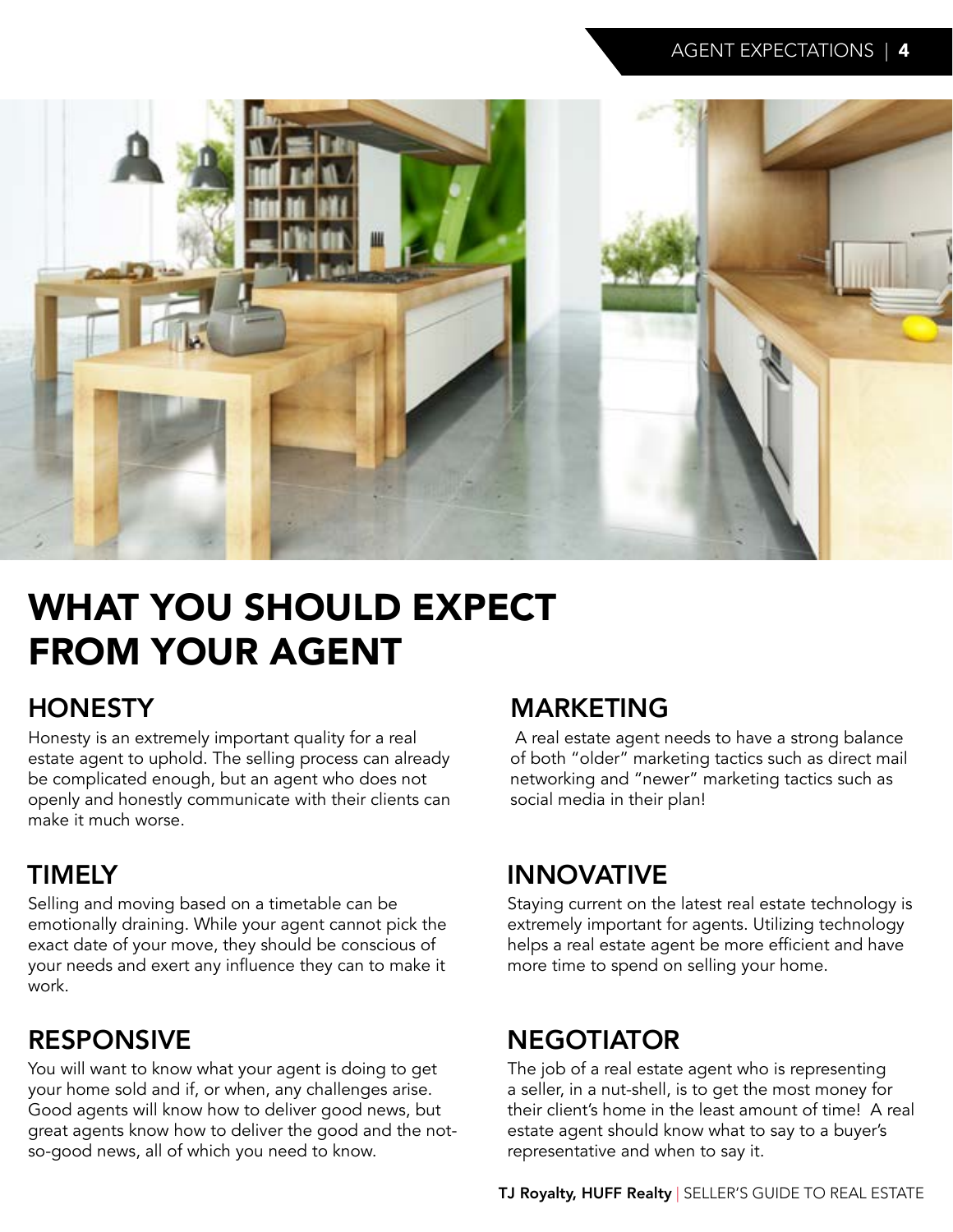# WHAT YOU SHOULD EXPECT FROM YOUR AGENT

## HONESTY

Honesty is an extremely important quality for a real estate agent to uphold. The selling process can already be complicated enough, but an agent who does not openly and honestly communicate with their clients can make it much worse.

## TIMELY

Selling and moving based on a timetable can be emotionally draining. While your agent cannot pick the exact date of your move, they should be conscious of your needs and exert any influence they can to make it work.

## RESPONSIVE

You will want to know what your agent is doing to get your home sold and if, or when, any challenges arise. Good agents will know how to deliver good news, but great agents know how to deliver the good and the not-so-good news, all of which you need to know.

## MARKETING

A real estate agent needs to have a strong balance of both "older" marketing tactics such as direct mail networking and "newer" marketing tactics such as social media in their plan!

## INNOVATIVE

Staying current on the latest real estate technology is extremely important for agents. Utilizing technology helps a real estate agent be more efficient and have more time to spend on selling your home.

## NEGOTIATOR

The job of a real estate agent who is representing a seller, in a nut-shell, is to get the most money for their client's home in the least amount of time! A real estate agent should know what to say to a buyer's representative and when to say it.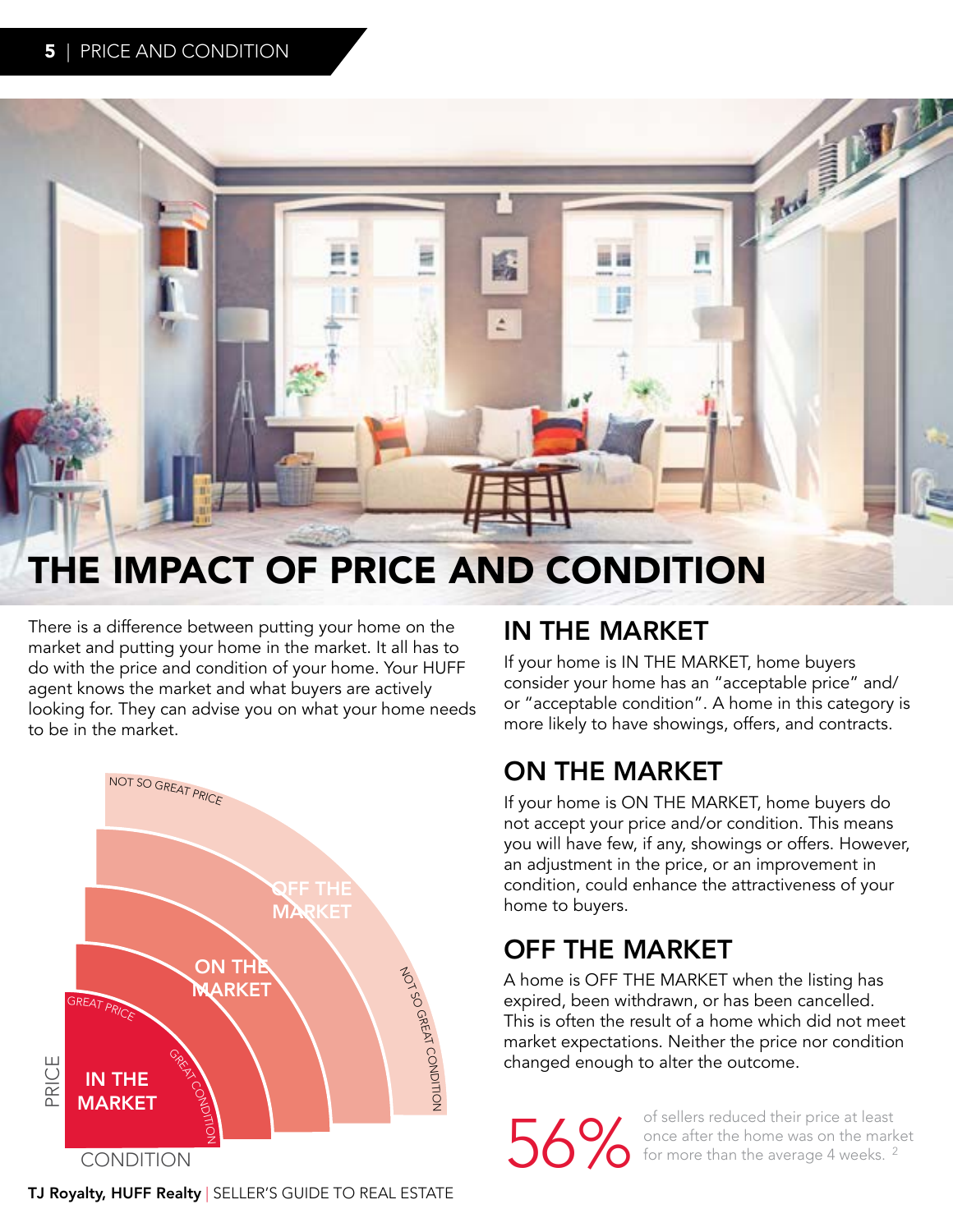# THE IMPACT OF PRICE AND CONDITION

There is a difference between putting your home on the market and putting your home in the market. It all has to do with the price and condition of your home. Your HUFF agent knows the market and what buyers are actively looking for. They can advise you on what your home needs to be in the market.

NOT SO GREAT PRICE

OFF THE MARKET

ON THE MARKET

GREAT PRICE

IN THE MARKET

GREAT CONDITION

NOT SO GREAT CONDITION

PRICE

CONDITION

## IN THE MARKET

If your home is IN THE MARKET, home buyers consider your home has an "acceptable price" and/or "acceptable condition". A home in this category is more likely to have showings, offers, and contracts.

## ON THE MARKET

If your home is ON THE MARKET, home buyers do not accept your price and/or condition. This means you will have few, if any, showings or offers. However, an adjustment in the price, or an improvement in condition, could enhance the attractiveness of your home to buyers.

## OFF THE MARKET

A home is OFF THE MARKET when the listing has expired, been withdrawn, or has been cancelled. This is often the result of a home which did not meet market expectations. Neither the price nor condition changed enough to alter the outcome.

**56%** of sellers reduced their price at least once after the home was on the market for more than the average 4 weeks. [2]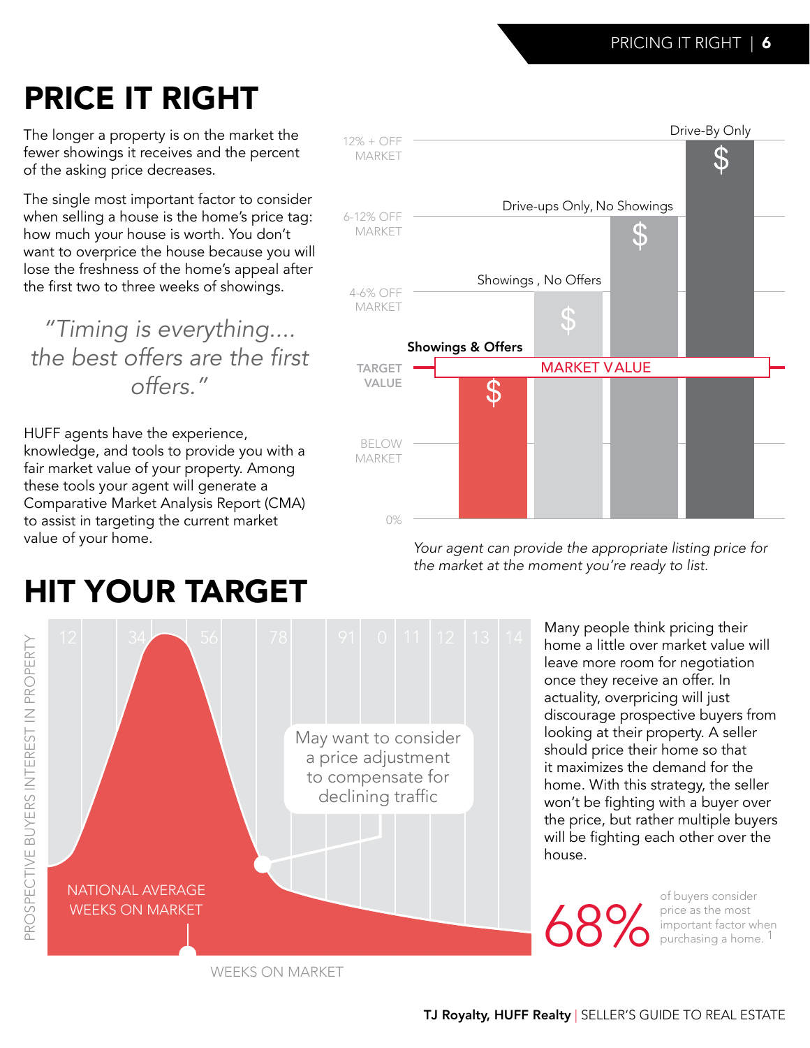# PRICE IT RIGHT

The longer a property is on the market the fewer showings it receives and the percent of the asking price decreases.

The single most important factor to consider when selling a house is the home's price tag: how much your house is worth. You don't want to overprice the house because you will lose the freshness of the home's appeal after the first two to three weeks of showings.

> *"Timing is everything.... the best offers are the first offers."*

HUFF agents have the experience, knowledge, and tools to provide you with a fair market value of your property. Among these tools your agent will generate a Comparative Market Analysis Report (CMA) to assist in targeting the current market value of your home.

12% + OFF MARKET

6-12% OFF MARKET

4-6% OFF MARKET

TARGET VALUE

BELOW MARKET

0%

Showings & Offers

Showings , No Offers

Drive-ups Only, No Showings

Drive-By Only

MARKET VALUE

*Your agent can provide the appropriate listing price for the market at the moment you're ready to list.*

# HIT YOUR TARGET

PROSPECTIVE BUYERS INTEREST IN PROPERTY

12 34 56 78 91 0 11 12 13 14

May want to consider a price adjustment to compensate for declining traffic

NATIONAL AVERAGE WEEKS ON MARKET

WEEKS ON MARKET

Many people think pricing their home a little over market value will leave more room for negotiation once they receive an offer. In actuality, overpricing will just discourage prospective buyers from looking at their property. A seller should price their home so that it maximizes the demand for the home. With this strategy, the seller won't be fighting with a buyer over the price, but rather multiple buyers will be fighting each other over the house.

**68%** of buyers consider price as the most important factor when purchasing a home.[1]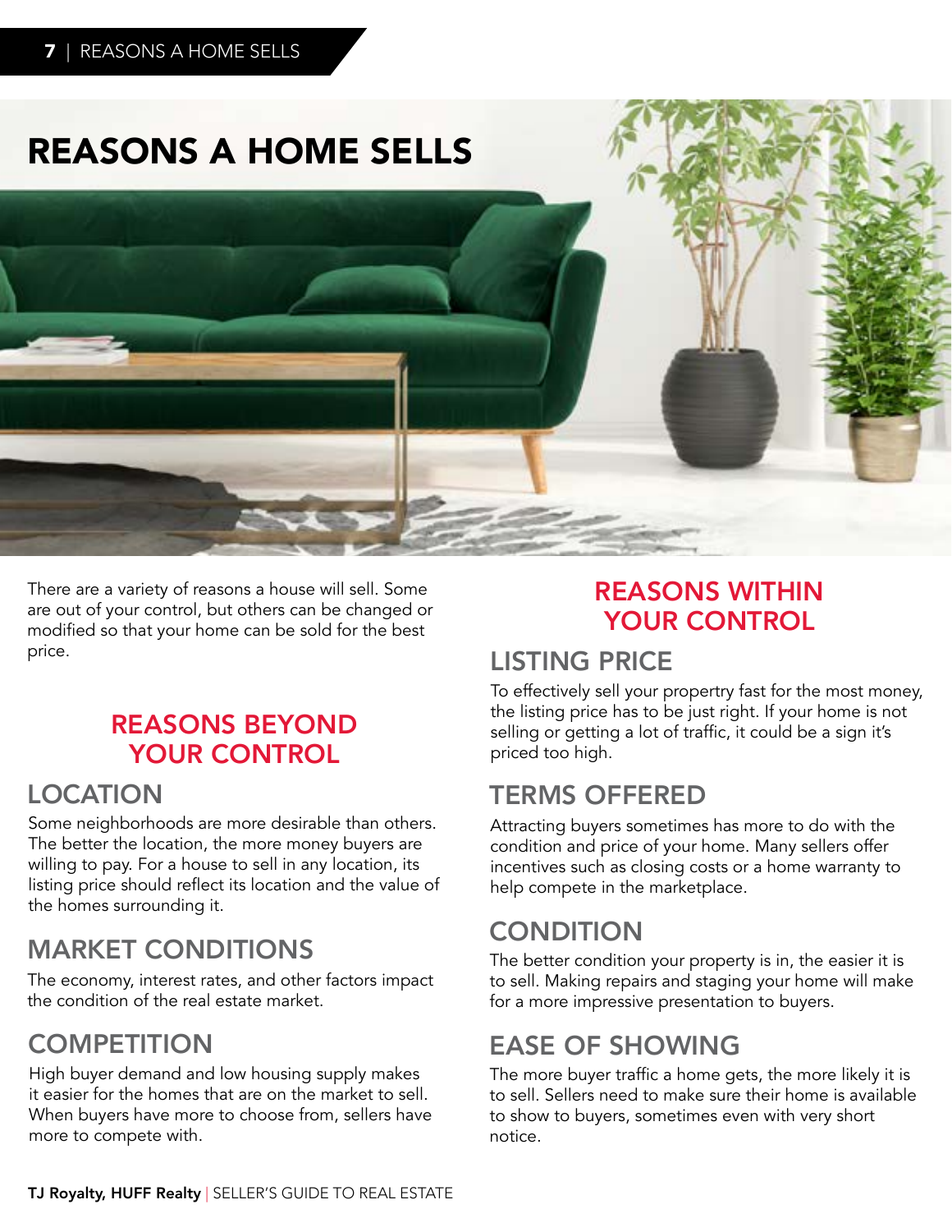# REASONS A HOME SELLS

There are a variety of reasons a house will sell. Some are out of your control, but others can be changed or modified so that your home can be sold for the best price.

## REASONS BEYOND YOUR CONTROL

### LOCATION

Some neighborhoods are more desirable than others. The better the location, the more money buyers are willing to pay. For a house to sell in any location, its listing price should reflect its location and the value of the homes surrounding it.

### MARKET CONDITIONS

The economy, interest rates, and other factors impact the condition of the real estate market.

### COMPETITION

High buyer demand and low housing supply makes it easier for the homes that are on the market to sell. When buyers have more to choose from, sellers have more to compete with.

## REASONS WITHIN YOUR CONTROL

### LISTING PRICE

To effectively sell your propertry fast for the most money, the listing price has to be just right. If your home is not selling or getting a lot of traffic, it could be a sign it's priced too high.

### TERMS OFFERED

Attracting buyers sometimes has more to do with the condition and price of your home. Many sellers offer incentives such as closing costs or a home warranty to help compete in the marketplace.

### CONDITION

The better condition your property is in, the easier it is to sell. Making repairs and staging your home will make for a more impressive presentation to buyers.

### EASE OF SHOWING

The more buyer traffic a home gets, the more likely it is to sell. Sellers need to make sure their home is available to show to buyers, sometimes even with very short notice.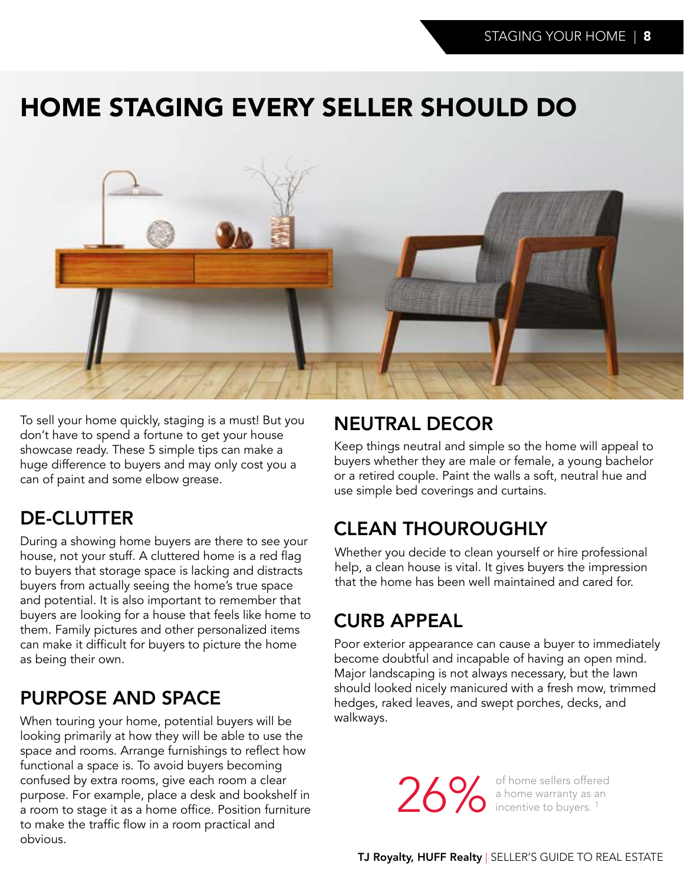# HOME STAGING EVERY SELLER SHOULD DO

To sell your home quickly, staging is a must! But you don't have to spend a fortune to get your house showcase ready. These 5 simple tips can make a huge difference to buyers and may only cost you a can of paint and some elbow grease.

## DE-CLUTTER

During a showing home buyers are there to see your house, not your stuff. A cluttered home is a red flag to buyers that storage space is lacking and distracts buyers from actually seeing the home's true space and potential. It is also important to remember that buyers are looking for a house that feels like home to them. Family pictures and other personalized items can make it difficult for buyers to picture the home as being their own.

## PURPOSE AND SPACE

When touring your home, potential buyers will be looking primarily at how they will be able to use the space and rooms. Arrange furnishings to reflect how functional a space is. To avoid buyers becoming confused by extra rooms, give each room a clear purpose. For example, place a desk and bookshelf in a room to stage it as a home office. Position furniture to make the traffic flow in a room practical and obvious.

## NEUTRAL DECOR

Keep things neutral and simple so the home will appeal to buyers whether they are male or female, a young bachelor or a retired couple. Paint the walls a soft, neutral hue and use simple bed coverings and curtains.

## CLEAN THOUROUGHLY

Whether you decide to clean yourself or hire professional help, a clean house is vital. It gives buyers the impression that the home has been well maintained and cared for.

## CURB APPEAL

Poor exterior appearance can cause a buyer to immediately become doubtful and incapable of having an open mind. Major landscaping is not always necessary, but the lawn should looked nicely manicured with a fresh mow, trimmed hedges, raked leaves, and swept porches, decks, and walkways.

**26%** of home sellers offered a home warranty as an incentive to buyers. [1]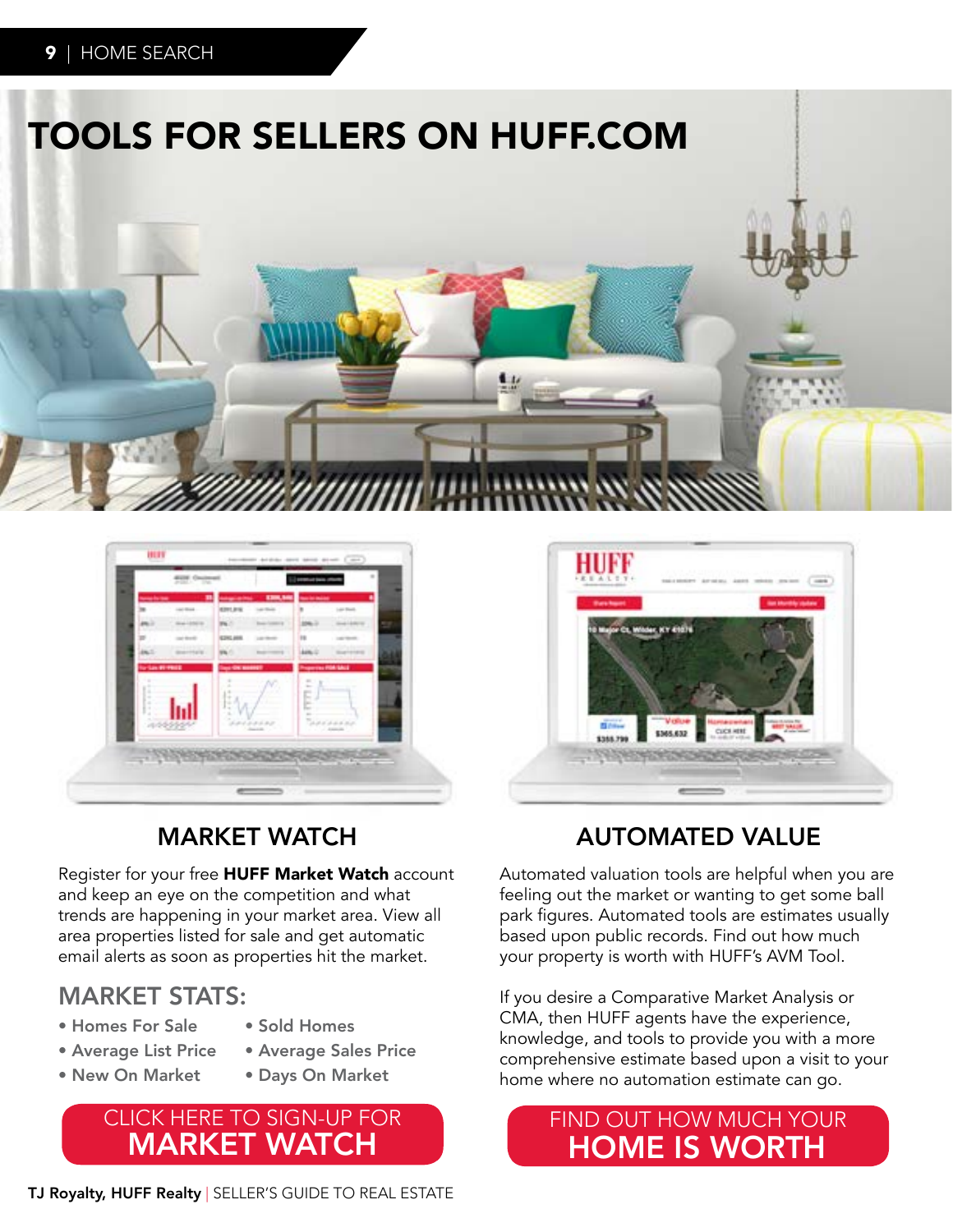# TOOLS FOR SELLERS ON HUFF.COM

## MARKET WATCH

Register for your free **HUFF Market Watch** account and keep an eye on the competition and what trends are happening in your market area. View all area properties listed for sale and get automatic email alerts as soon as properties hit the market.

### MARKET STATS:

- Homes For Sale
- Average List Price
- New On Market
- Sold Homes
- Average Sales Price
- Days On Market

CLICK HERE TO SIGN-UP FOR **MARKET WATCH**

## AUTOMATED VALUE

Automated valuation tools are helpful when you are feeling out the market or wanting to get some ball park figures. Automated tools are estimates usually based upon public records. Find out how much your property is worth with HUFF's AVM Tool.

If you desire a Comparative Market Analysis or CMA, then HUFF agents have the experience, knowledge, and tools to provide you with a more comprehensive estimate based upon a visit to your home where no automation estimate can go.

FIND OUT HOW MUCH YOUR **HOME IS WORTH**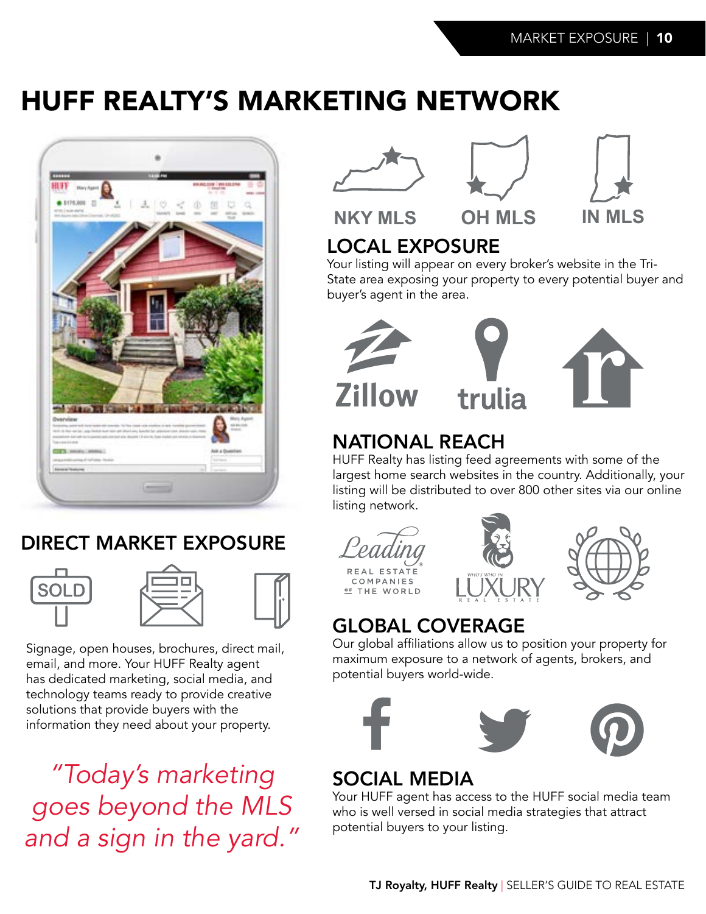# HUFF REALTY'S MARKETING NETWORK

## DIRECT MARKET EXPOSURE

SOLD

Signage, open houses, brochures, direct mail, email, and more. Your HUFF Realty agent has dedicated marketing, social media, and technology teams ready to provide creative solutions that provide buyers with the information they need about your property.

*"Today's marketing goes beyond the MLS and a sign in the yard."*

NKY MLS OH MLS IN MLS

## LOCAL EXPOSURE

Your listing will appear on every broker's website in the Tri-State area exposing your property to every potential buyer and buyer's agent in the area.

Zillow trulia

## NATIONAL REACH

HUFF Realty has listing feed agreements with some of the largest home search websites in the country. Additionally, your listing will be distributed to over 800 other sites via our online listing network.

Leading REAL ESTATE COMPANIES OF THE WORLD

WHO'S WHO IN LUXURY REAL ESTATE

## GLOBAL COVERAGE

Our global affiliations allow us to position your property for maximum exposure to a network of agents, brokers, and potential buyers world-wide.

## SOCIAL MEDIA

Your HUFF agent has access to the HUFF social media team who is well versed in social media strategies that attract potential buyers to your listing.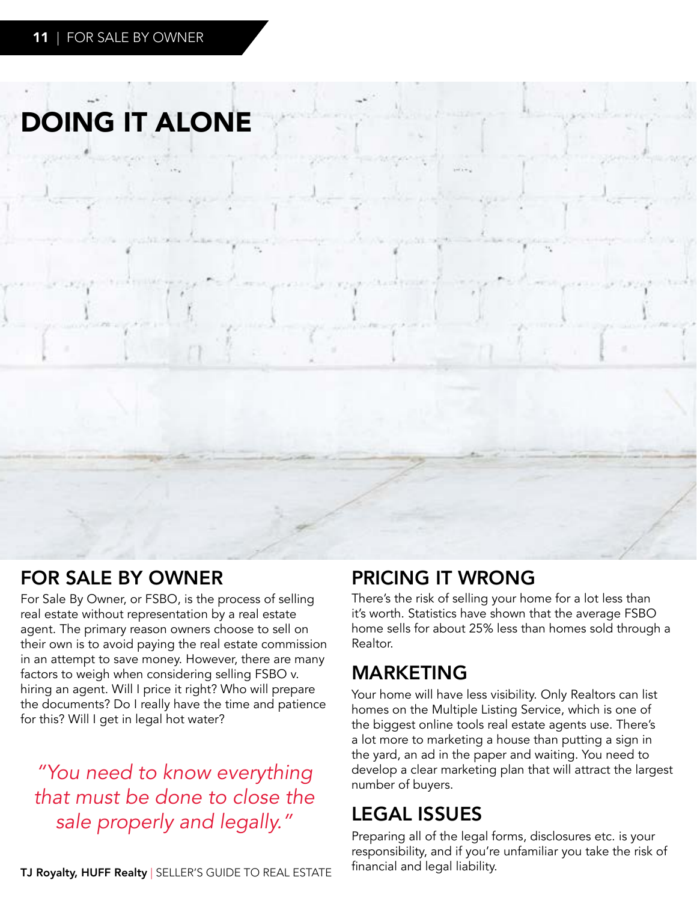# DOING IT ALONE

## FOR SALE BY OWNER

For Sale By Owner, or FSBO, is the process of selling real estate without representation by a real estate agent. The primary reason owners choose to sell on their own is to avoid paying the real estate commission in an attempt to save money. However, there are many factors to weigh when considering selling FSBO v. hiring an agent. Will I price it right? Who will prepare the documents? Do I really have the time and patience for this? Will I get in legal hot water?

*"You need to know everything that must be done to close the sale properly and legally."*

## PRICING IT WRONG

There's the risk of selling your home for a lot less than it's worth. Statistics have shown that the average FSBO home sells for about 25% less than homes sold through a Realtor.

## MARKETING

Your home will have less visibility. Only Realtors can list homes on the Multiple Listing Service, which is one of the biggest online tools real estate agents use. There's a lot more to marketing a house than putting a sign in the yard, an ad in the paper and waiting. You need to develop a clear marketing plan that will attract the largest number of buyers.

## LEGAL ISSUES

Preparing all of the legal forms, disclosures etc. is your responsibility, and if you're unfamiliar you take the risk of financial and legal liability.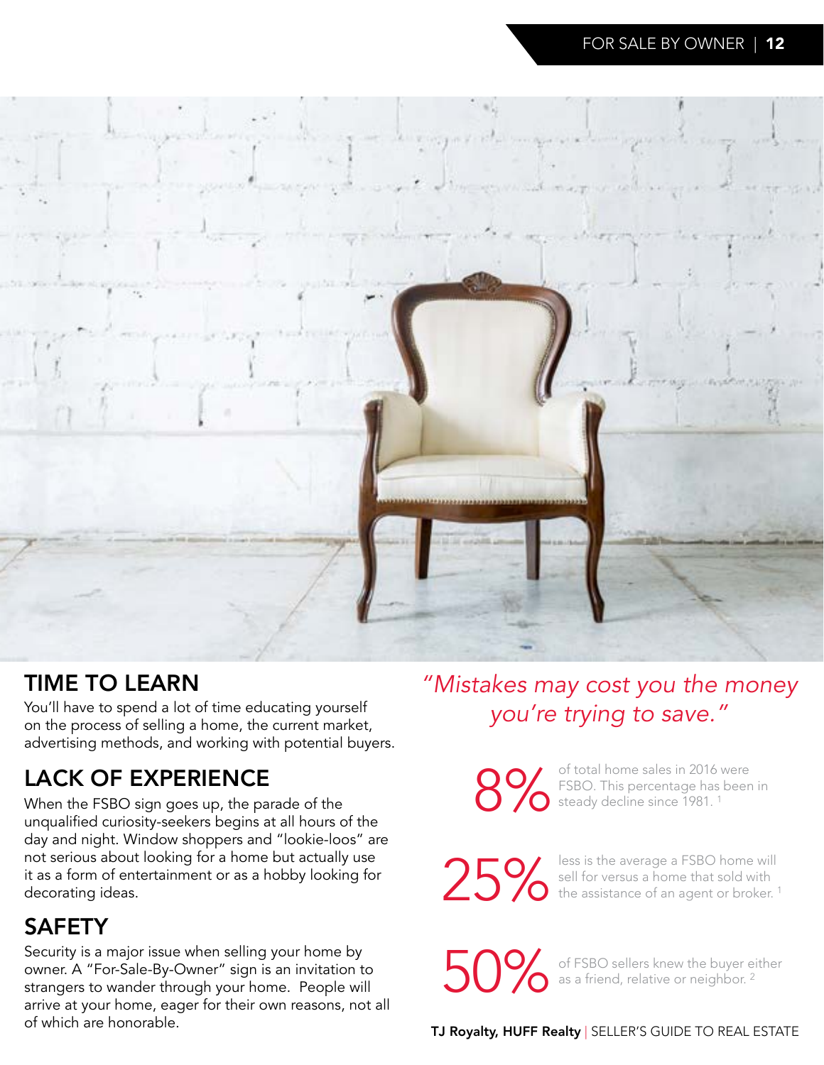## TIME TO LEARN

You'll have to spend a lot of time educating yourself on the process of selling a home, the current market, advertising methods, and working with potential buyers.

## LACK OF EXPERIENCE

When the FSBO sign goes up, the parade of the unqualified curiosity-seekers begins at all hours of the day and night. Window shoppers and "lookie-loos" are not serious about looking for a home but actually use it as a form of entertainment or as a hobby looking for decorating ideas.

## SAFETY

Security is a major issue when selling your home by owner. A "For-Sale-By-Owner" sign is an invitation to strangers to wander through your home. People will arrive at your home, eager for their own reasons, not all of which are honorable.

*"Mistakes may cost you the money you're trying to save."*

**8%** of total home sales in 2016 were FSBO. This percentage has been in steady decline since 1981. [1]

**25%** less is the average a FSBO home will sell for versus a home that sold with the assistance of an agent or broker. [1]

**50%** of FSBO sellers knew the buyer either as a friend, relative or neighbor. [2]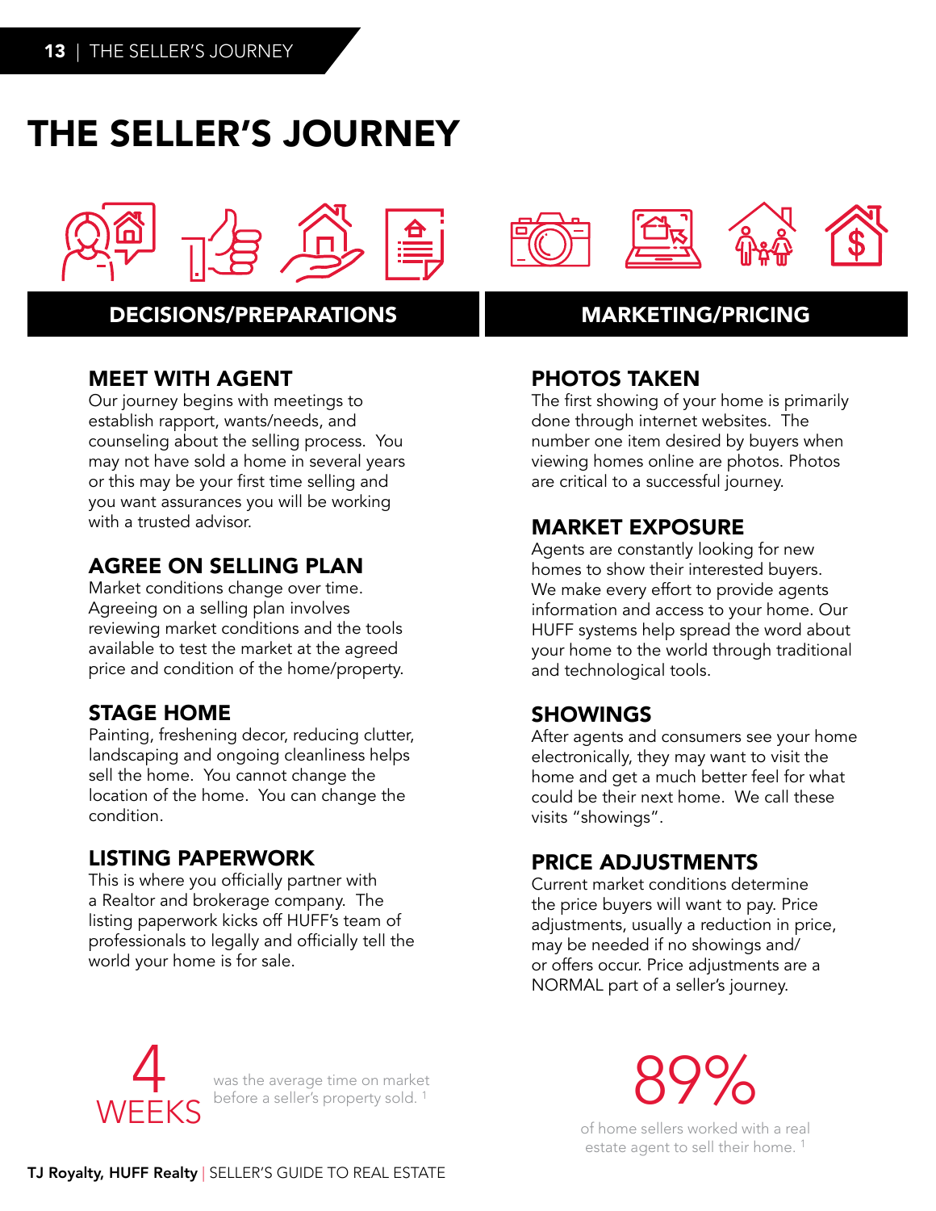# THE SELLER'S JOURNEY

## DECISIONS/PREPARATIONS

### MEET WITH AGENT

Our journey begins with meetings to establish rapport, wants/needs, and counseling about the selling process. You may not have sold a home in several years or this may be your first time selling and you want assurances you will be working with a trusted advisor.

### AGREE ON SELLING PLAN

Market conditions change over time. Agreeing on a selling plan involves reviewing market conditions and the tools available to test the market at the agreed price and condition of the home/property.

### STAGE HOME

Painting, freshening decor, reducing clutter, landscaping and ongoing cleanliness helps sell the home. You cannot change the location of the home. You can change the condition.

### LISTING PAPERWORK

This is where you officially partner with a Realtor and brokerage company. The listing paperwork kicks off HUFF's team of professionals to legally and officially tell the world your home is for sale.

## MARKETING/PRICING

### PHOTOS TAKEN

The first showing of your home is primarily done through internet websites. The number one item desired by buyers when viewing homes online are photos. Photos are critical to a successful journey.

### MARKET EXPOSURE

Agents are constantly looking for new homes to show their interested buyers. We make every effort to provide agents information and access to your home. Our HUFF systems help spread the word about your home to the world through traditional and technological tools.

### SHOWINGS

After agents and consumers see your home electronically, they may want to visit the home and get a much better feel for what could be their next home. We call these visits "showings".

### PRICE ADJUSTMENTS

Current market conditions determine the price buyers will want to pay. Price adjustments, usually a reduction in price, may be needed if no showings and/or offers occur. Price adjustments are a NORMAL part of a seller's journey.

**4 WEEKS** was the average time on market before a seller's property sold. [1]

**89%** of home sellers worked with a real estate agent to sell their home. [1]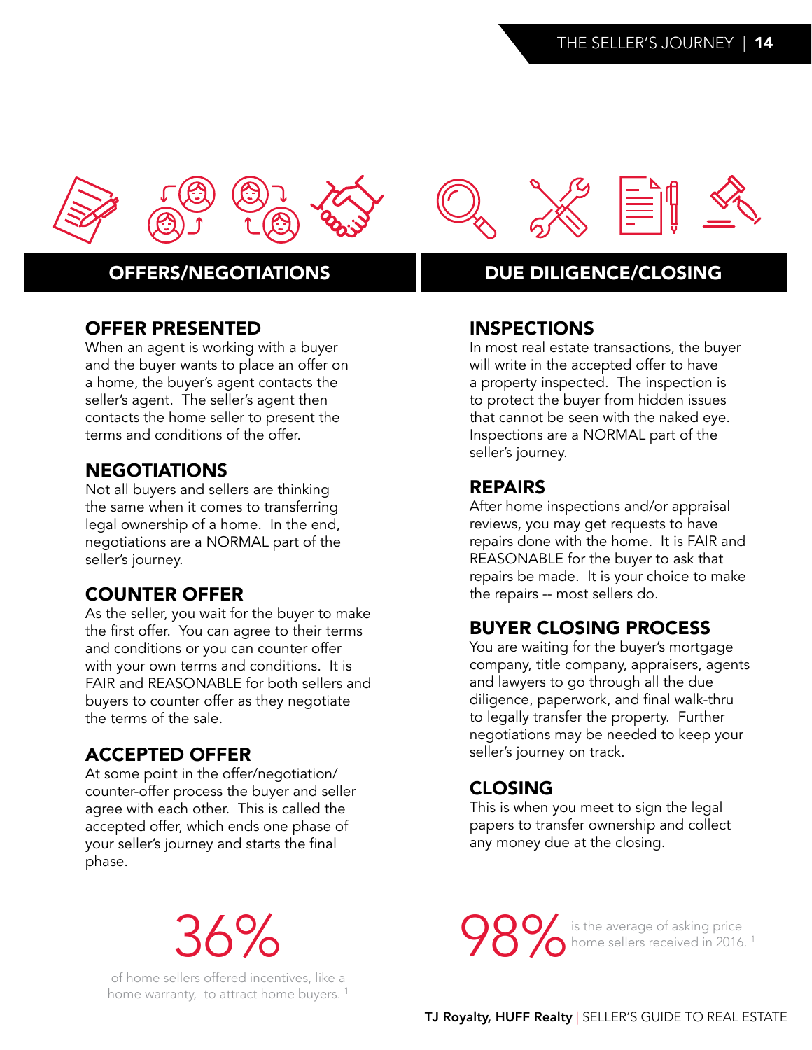## OFFERS/NEGOTIATIONS

### OFFER PRESENTED

When an agent is working with a buyer and the buyer wants to place an offer on a home, the buyer's agent contacts the seller's agent. The seller's agent then contacts the home seller to present the terms and conditions of the offer.

### NEGOTIATIONS

Not all buyers and sellers are thinking the same when it comes to transferring legal ownership of a home. In the end, negotiations are a NORMAL part of the seller's journey.

### COUNTER OFFER

As the seller, you wait for the buyer to make the first offer. You can agree to their terms and conditions or you can counter offer with your own terms and conditions. It is FAIR and REASONABLE for both sellers and buyers to counter offer as they negotiate the terms of the sale.

### ACCEPTED OFFER

At some point in the offer/negotiation/counter-offer process the buyer and seller agree with each other. This is called the accepted offer, which ends one phase of your seller's journey and starts the final phase.

**36%** of home sellers offered incentives, like a home warranty, to attract home buyers. [1]

## DUE DILIGENCE/CLOSING

### INSPECTIONS

In most real estate transactions, the buyer will write in the accepted offer to have a property inspected. The inspection is to protect the buyer from hidden issues that cannot be seen with the naked eye. Inspections are a NORMAL part of the seller's journey.

### REPAIRS

After home inspections and/or appraisal reviews, you may get requests to have repairs done with the home. It is FAIR and REASONABLE for the buyer to ask that repairs be made. It is your choice to make the repairs -- most sellers do.

### BUYER CLOSING PROCESS

You are waiting for the buyer's mortgage company, title company, appraisers, agents and lawyers to go through all the due diligence, paperwork, and final walk-thru to legally transfer the property. Further negotiations may be needed to keep your seller's journey on track.

### CLOSING

This is when you meet to sign the legal papers to transfer ownership and collect any money due at the closing.

**98%** is the average of asking price home sellers received in 2016. [1]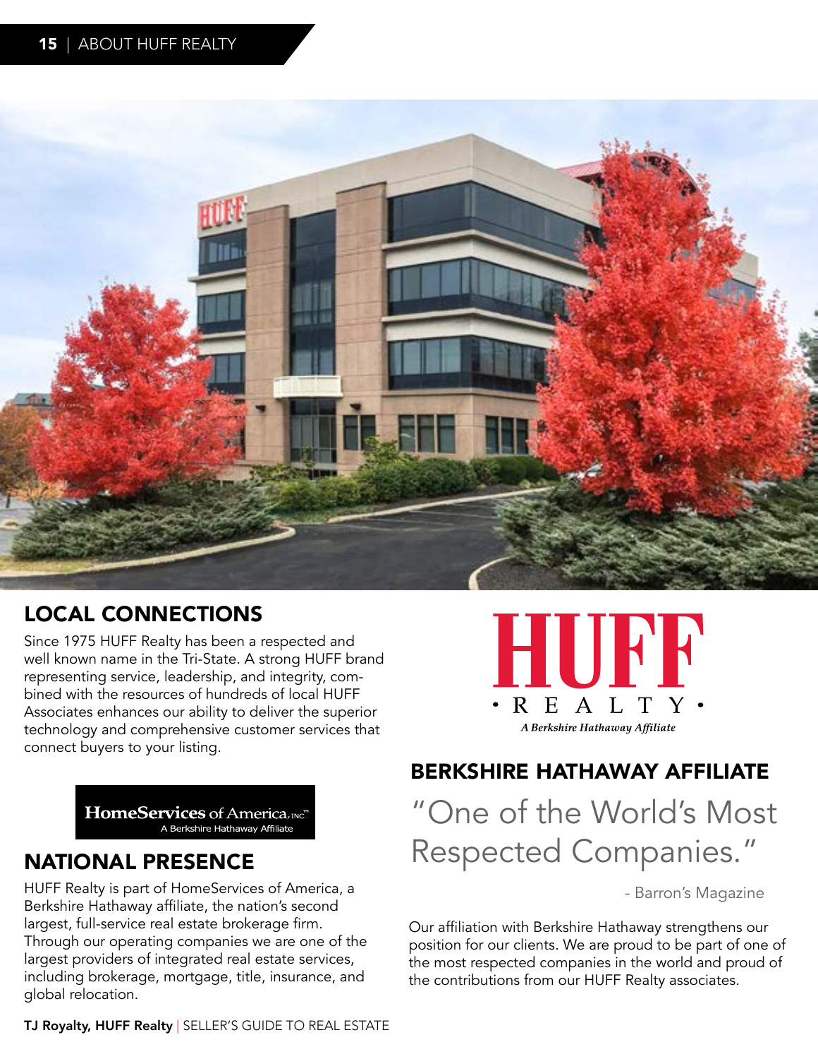## LOCAL CONNECTIONS

Since 1975 HUFF Realty has been a respected and well known name in the Tri-State. A strong HUFF brand representing service, leadership, and integrity, combined with the resources of hundreds of local HUFF Associates enhances our ability to deliver the superior technology and comprehensive customer services that connect buyers to your listing.

HomeServices of America, Inc.™
A Berkshire Hathaway Affiliate

## NATIONAL PRESENCE

HUFF Realty is part of HomeServices of America, a Berkshire Hathaway affiliate, the nation's second largest, full-service real estate brokerage firm. Through our operating companies we are one of the largest providers of integrated real estate services, including brokerage, mortgage, title, insurance, and global relocation.

HUFF
• REALTY •
*A Berkshire Hathaway Affiliate*

## BERKSHIRE HATHAWAY AFFILIATE

"One of the World's Most Respected Companies."

- Barron's Magazine

Our affiliation with Berkshire Hathaway strengthens our position for our clients. We are proud to be part of one of the most respected companies in the world and proud of the contributions from our HUFF Realty associates.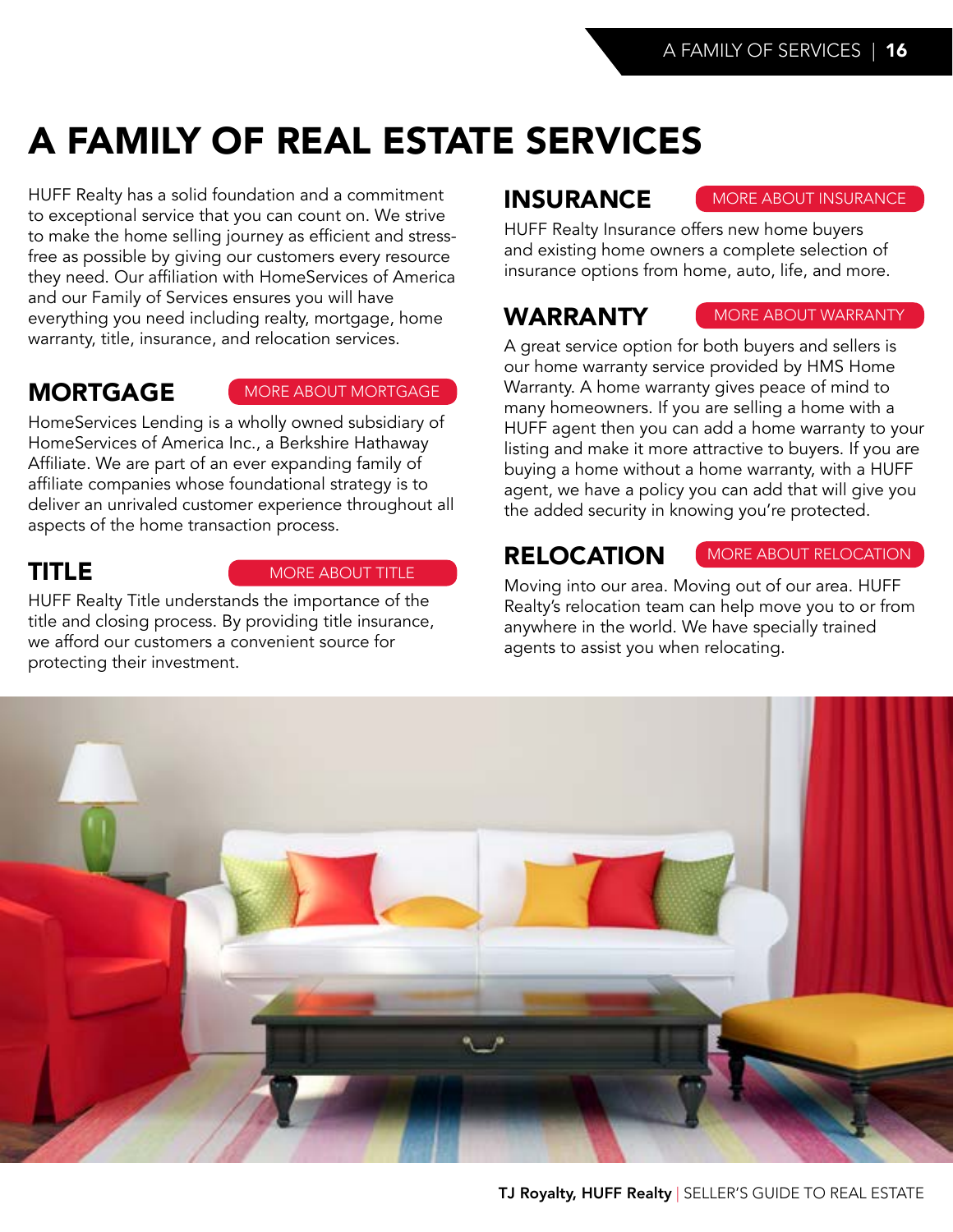# A FAMILY OF REAL ESTATE SERVICES

HUFF Realty has a solid foundation and a commitment to exceptional service that you can count on. We strive to make the home selling journey as efficient and stress-free as possible by giving our customers every resource they need. Our affiliation with HomeServices of America and our Family of Services ensures you will have everything you need including realty, mortgage, home warranty, title, insurance, and relocation services.

## MORTGAGE

MORE ABOUT MORTGAGE

HomeServices Lending is a wholly owned subsidiary of HomeServices of America Inc., a Berkshire Hathaway Affiliate. We are part of an ever expanding family of affiliate companies whose foundational strategy is to deliver an unrivaled customer experience throughout all aspects of the home transaction process.

## TITLE

MORE ABOUT TITLE

HUFF Realty Title understands the importance of the title and closing process. By providing title insurance, we afford our customers a convenient source for protecting their investment.

## INSURANCE

MORE ABOUT INSURANCE

HUFF Realty Insurance offers new home buyers and existing home owners a complete selection of insurance options from home, auto, life, and more.

## WARRANTY

MORE ABOUT WARRANTY

A great service option for both buyers and sellers is our home warranty service provided by HMS Home Warranty. A home warranty gives peace of mind to many homeowners. If you are selling a home with a HUFF agent then you can add a home warranty to your listing and make it more attractive to buyers. If you are buying a home without a home warranty, with a HUFF agent, we have a policy you can add that will give you the added security in knowing you're protected.

## RELOCATION

MORE ABOUT RELOCATION

Moving into our area. Moving out of our area. HUFF Realty's relocation team can help move you to or from anywhere in the world. We have specially trained agents to assist you when relocating.